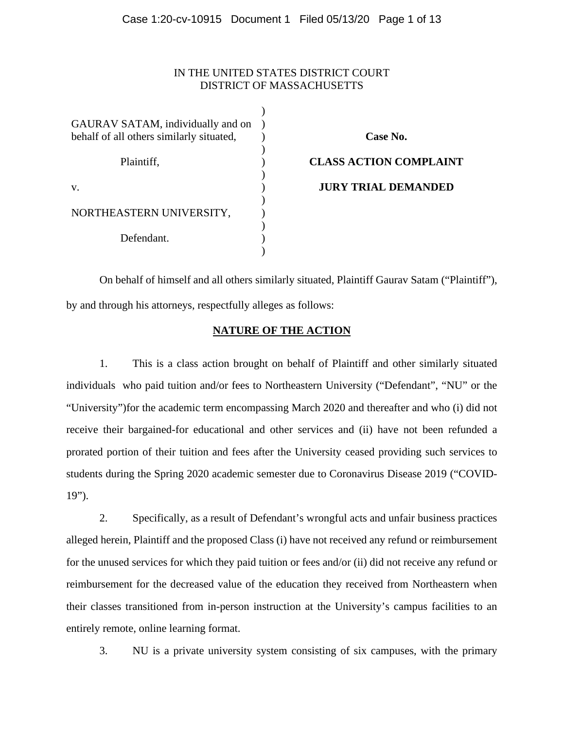IN THE UNITED STATES DISTRICT COURT
DISTRICT OF MASSACHUSETTS

| | |
|---|---|
| GAURAV SATAM, individually and on behalf of all others similarly situated,<br><br>Plaintiff,<br><br>v.<br><br>NORTHEASTERN UNIVERSITY,<br><br>Defendant. | **Case No.**<br><br>**CLASS ACTION COMPLAINT**<br><br>**JURY TRIAL DEMANDED** |

On behalf of himself and all others similarly situated, Plaintiff Gaurav Satam ("Plaintiff"), by and through his attorneys, respectfully alleges as follows:

## NATURE OF THE ACTION

1. This is a class action brought on behalf of Plaintiff and other similarly situated individuals who paid tuition and/or fees to Northeastern University ("Defendant", "NU" or the "University")for the academic term encompassing March 2020 and thereafter and who (i) did not receive their bargained-for educational and other services and (ii) have not been refunded a prorated portion of their tuition and fees after the University ceased providing such services to students during the Spring 2020 academic semester due to Coronavirus Disease 2019 ("COVID-19").

2. Specifically, as a result of Defendant's wrongful acts and unfair business practices alleged herein, Plaintiff and the proposed Class (i) have not received any refund or reimbursement for the unused services for which they paid tuition or fees and/or (ii) did not receive any refund or reimbursement for the decreased value of the education they received from Northeastern when their classes transitioned from in-person instruction at the University's campus facilities to an entirely remote, online learning format.

3. NU is a private university system consisting of six campuses, with the primary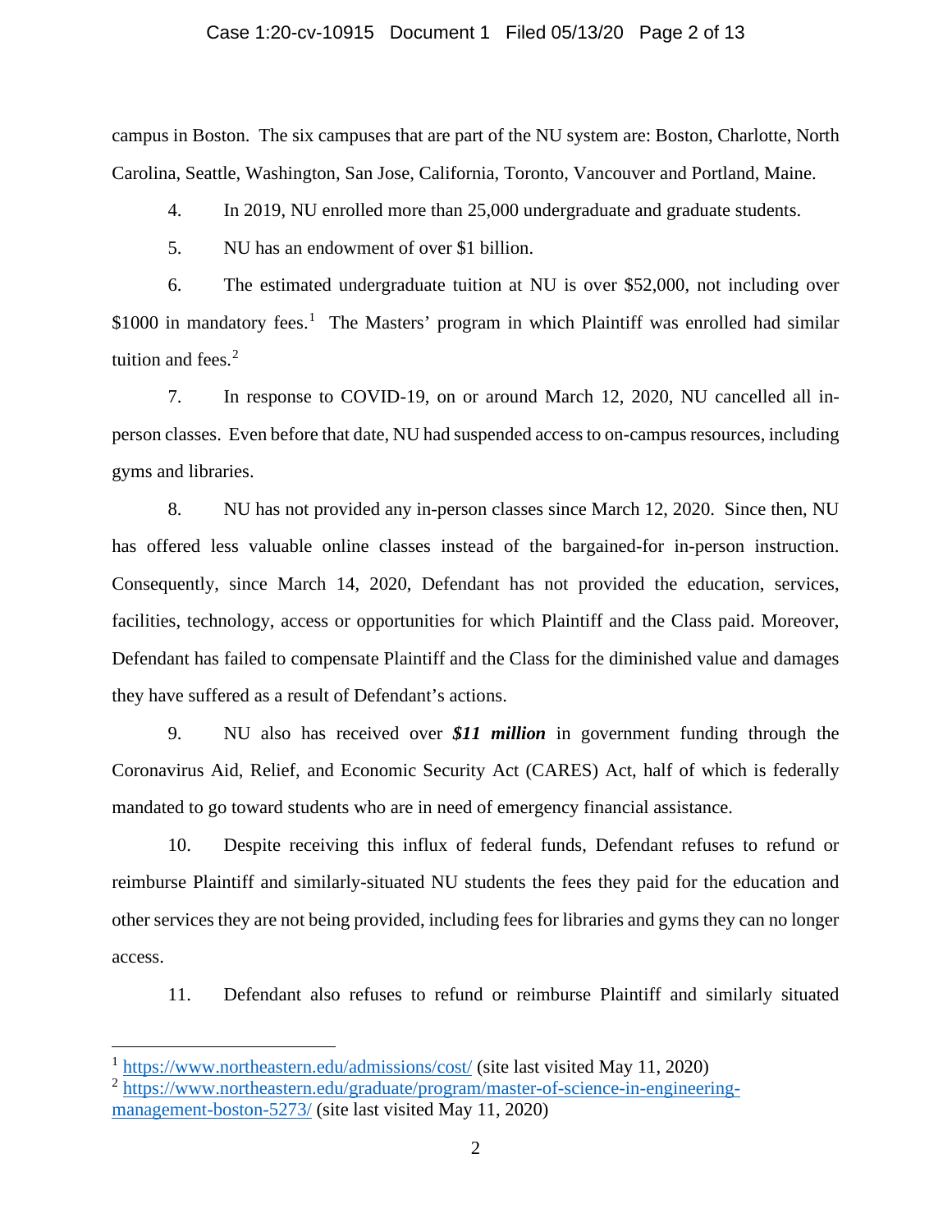campus in Boston. The six campuses that are part of the NU system are: Boston, Charlotte, North Carolina, Seattle, Washington, San Jose, California, Toronto, Vancouver and Portland, Maine.

4. In 2019, NU enrolled more than 25,000 undergraduate and graduate students.

5. NU has an endowment of over $1 billion.

6. The estimated undergraduate tuition at NU is over $52,000, not including over $1000 in mandatory fees.[1] The Masters' program in which Plaintiff was enrolled had similar tuition and fees.[2]

7. In response to COVID-19, on or around March 12, 2020, NU cancelled all in-person classes. Even before that date, NU had suspended access to on-campus resources, including gyms and libraries.

8. NU has not provided any in-person classes since March 12, 2020. Since then, NU has offered less valuable online classes instead of the bargained-for in-person instruction. Consequently, since March 14, 2020, Defendant has not provided the education, services, facilities, technology, access or opportunities for which Plaintiff and the Class paid. Moreover, Defendant has failed to compensate Plaintiff and the Class for the diminished value and damages they have suffered as a result of Defendant's actions.

9. NU also has received over ***$11 million*** in government funding through the Coronavirus Aid, Relief, and Economic Security Act (CARES) Act, half of which is federally mandated to go toward students who are in need of emergency financial assistance.

10. Despite receiving this influx of federal funds, Defendant refuses to refund or reimburse Plaintiff and similarly-situated NU students the fees they paid for the education and other services they are not being provided, including fees for libraries and gyms they can no longer access.

11. Defendant also refuses to refund or reimburse Plaintiff and similarly situated

---

[1] https://www.northeastern.edu/admissions/cost/ (site last visited May 11, 2020)

[2] https://www.northeastern.edu/graduate/program/master-of-science-in-engineering-management-boston-5273/ (site last visited May 11, 2020)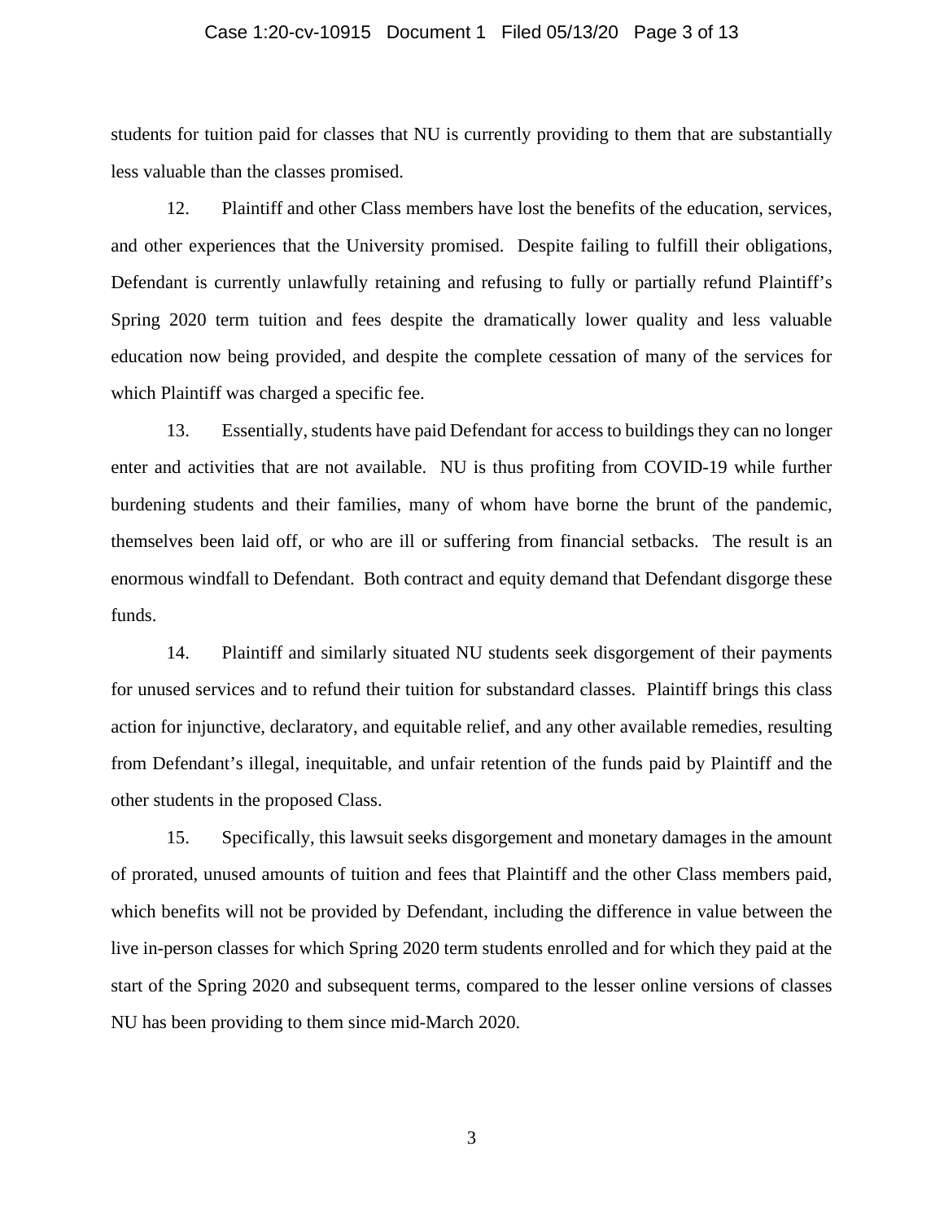students for tuition paid for classes that NU is currently providing to them that are substantially less valuable than the classes promised.

12. Plaintiff and other Class members have lost the benefits of the education, services, and other experiences that the University promised. Despite failing to fulfill their obligations, Defendant is currently unlawfully retaining and refusing to fully or partially refund Plaintiff's Spring 2020 term tuition and fees despite the dramatically lower quality and less valuable education now being provided, and despite the complete cessation of many of the services for which Plaintiff was charged a specific fee.

13. Essentially, students have paid Defendant for access to buildings they can no longer enter and activities that are not available. NU is thus profiting from COVID-19 while further burdening students and their families, many of whom have borne the brunt of the pandemic, themselves been laid off, or who are ill or suffering from financial setbacks. The result is an enormous windfall to Defendant. Both contract and equity demand that Defendant disgorge these funds.

14. Plaintiff and similarly situated NU students seek disgorgement of their payments for unused services and to refund their tuition for substandard classes. Plaintiff brings this class action for injunctive, declaratory, and equitable relief, and any other available remedies, resulting from Defendant's illegal, inequitable, and unfair retention of the funds paid by Plaintiff and the other students in the proposed Class.

15. Specifically, this lawsuit seeks disgorgement and monetary damages in the amount of prorated, unused amounts of tuition and fees that Plaintiff and the other Class members paid, which benefits will not be provided by Defendant, including the difference in value between the live in-person classes for which Spring 2020 term students enrolled and for which they paid at the start of the Spring 2020 and subsequent terms, compared to the lesser online versions of classes NU has been providing to them since mid-March 2020.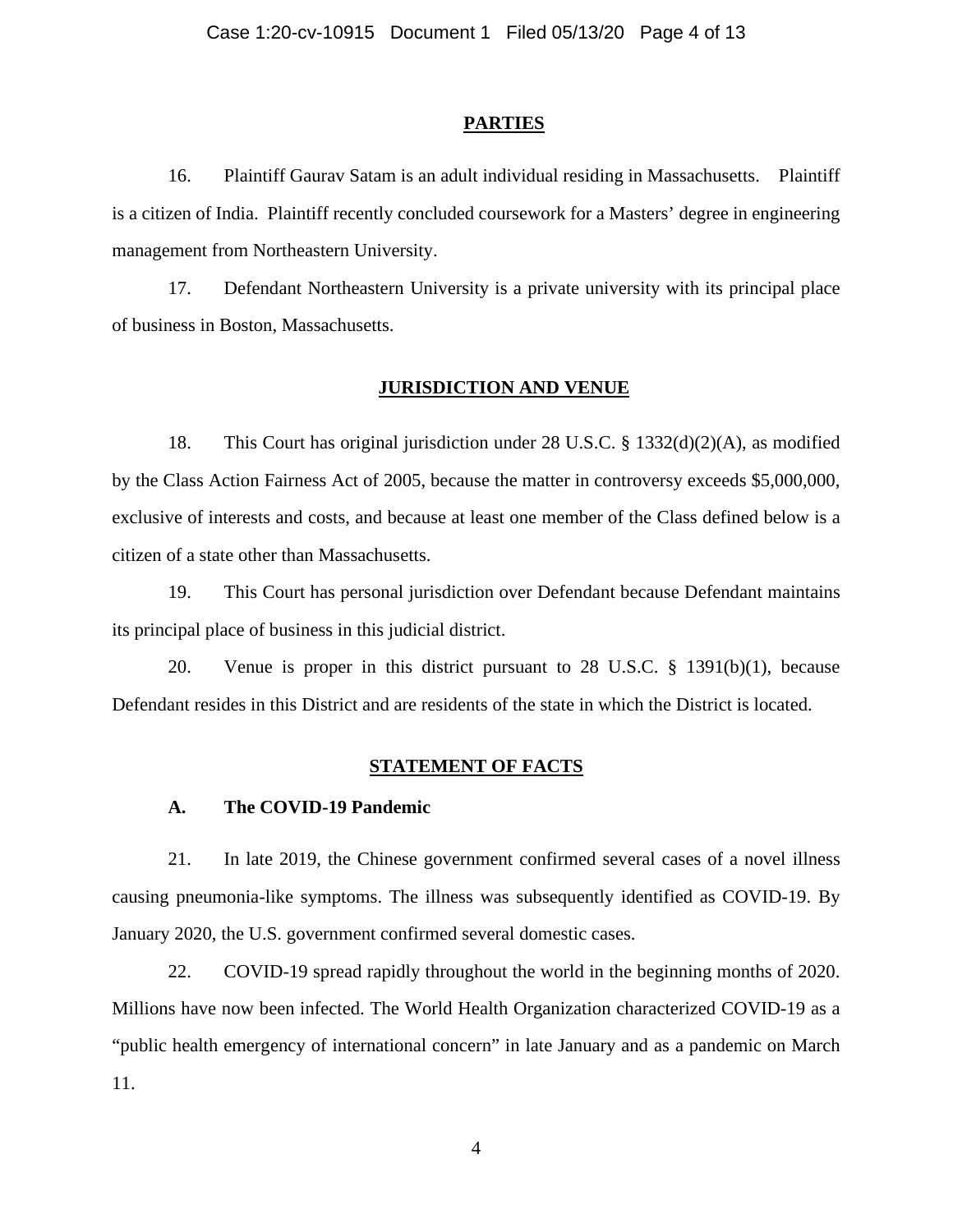## PARTIES

16. Plaintiff Gaurav Satam is an adult individual residing in Massachusetts. Plaintiff is a citizen of India. Plaintiff recently concluded coursework for a Masters' degree in engineering management from Northeastern University.

17. Defendant Northeastern University is a private university with its principal place of business in Boston, Massachusetts.

## JURISDICTION AND VENUE

18. This Court has original jurisdiction under 28 U.S.C. § 1332(d)(2)(A), as modified by the Class Action Fairness Act of 2005, because the matter in controversy exceeds $5,000,000, exclusive of interests and costs, and because at least one member of the Class defined below is a citizen of a state other than Massachusetts.

19. This Court has personal jurisdiction over Defendant because Defendant maintains its principal place of business in this judicial district.

20. Venue is proper in this district pursuant to 28 U.S.C. § 1391(b)(1), because Defendant resides in this District and are residents of the state in which the District is located.

## STATEMENT OF FACTS

### A. The COVID-19 Pandemic

21. In late 2019, the Chinese government confirmed several cases of a novel illness causing pneumonia-like symptoms. The illness was subsequently identified as COVID-19. By January 2020, the U.S. government confirmed several domestic cases.

22. COVID-19 spread rapidly throughout the world in the beginning months of 2020. Millions have now been infected. The World Health Organization characterized COVID-19 as a "public health emergency of international concern" in late January and as a pandemic on March 11.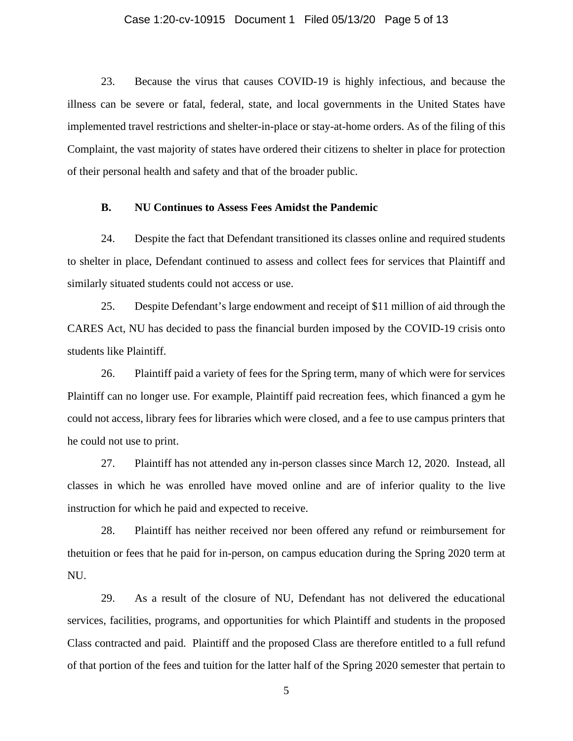23. Because the virus that causes COVID-19 is highly infectious, and because the illness can be severe or fatal, federal, state, and local governments in the United States have implemented travel restrictions and shelter-in-place or stay-at-home orders. As of the filing of this Complaint, the vast majority of states have ordered their citizens to shelter in place for protection of their personal health and safety and that of the broader public.

### B. NU Continues to Assess Fees Amidst the Pandemic

24. Despite the fact that Defendant transitioned its classes online and required students to shelter in place, Defendant continued to assess and collect fees for services that Plaintiff and similarly situated students could not access or use.

25. Despite Defendant's large endowment and receipt of $11 million of aid through the CARES Act, NU has decided to pass the financial burden imposed by the COVID-19 crisis onto students like Plaintiff.

26. Plaintiff paid a variety of fees for the Spring term, many of which were for services Plaintiff can no longer use. For example, Plaintiff paid recreation fees, which financed a gym he could not access, library fees for libraries which were closed, and a fee to use campus printers that he could not use to print.

27. Plaintiff has not attended any in-person classes since March 12, 2020. Instead, all classes in which he was enrolled have moved online and are of inferior quality to the live instruction for which he paid and expected to receive.

28. Plaintiff has neither received nor been offered any refund or reimbursement for thetuition or fees that he paid for in-person, on campus education during the Spring 2020 term at NU.

29. As a result of the closure of NU, Defendant has not delivered the educational services, facilities, programs, and opportunities for which Plaintiff and students in the proposed Class contracted and paid. Plaintiff and the proposed Class are therefore entitled to a full refund of that portion of the fees and tuition for the latter half of the Spring 2020 semester that pertain to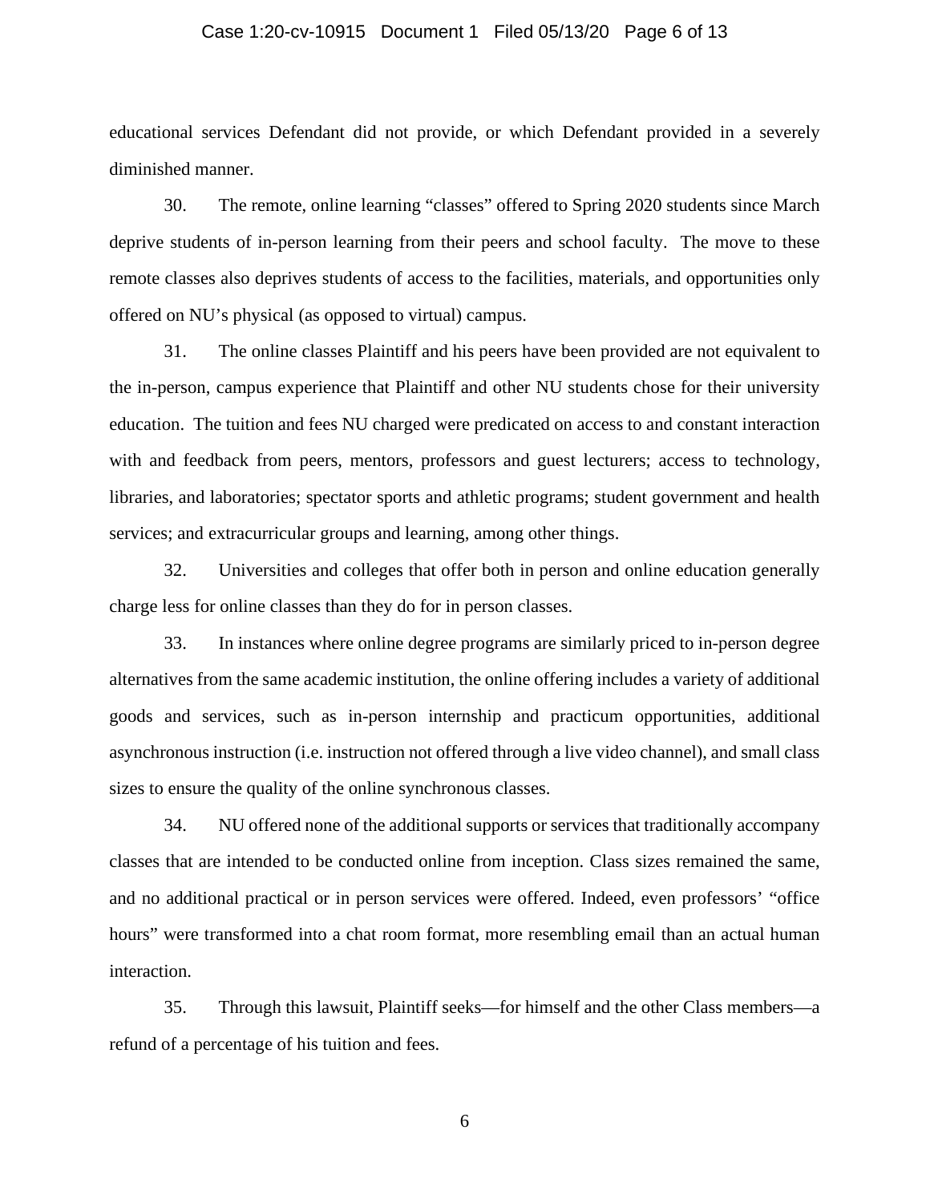educational services Defendant did not provide, or which Defendant provided in a severely diminished manner.

30. The remote, online learning "classes" offered to Spring 2020 students since March deprive students of in-person learning from their peers and school faculty. The move to these remote classes also deprives students of access to the facilities, materials, and opportunities only offered on NU's physical (as opposed to virtual) campus.

31. The online classes Plaintiff and his peers have been provided are not equivalent to the in-person, campus experience that Plaintiff and other NU students chose for their university education. The tuition and fees NU charged were predicated on access to and constant interaction with and feedback from peers, mentors, professors and guest lecturers; access to technology, libraries, and laboratories; spectator sports and athletic programs; student government and health services; and extracurricular groups and learning, among other things.

32. Universities and colleges that offer both in person and online education generally charge less for online classes than they do for in person classes.

33. In instances where online degree programs are similarly priced to in-person degree alternatives from the same academic institution, the online offering includes a variety of additional goods and services, such as in-person internship and practicum opportunities, additional asynchronous instruction (i.e. instruction not offered through a live video channel), and small class sizes to ensure the quality of the online synchronous classes.

34. NU offered none of the additional supports or services that traditionally accompany classes that are intended to be conducted online from inception. Class sizes remained the same, and no additional practical or in person services were offered. Indeed, even professors' "office hours" were transformed into a chat room format, more resembling email than an actual human interaction.

35. Through this lawsuit, Plaintiff seeks—for himself and the other Class members—a refund of a percentage of his tuition and fees.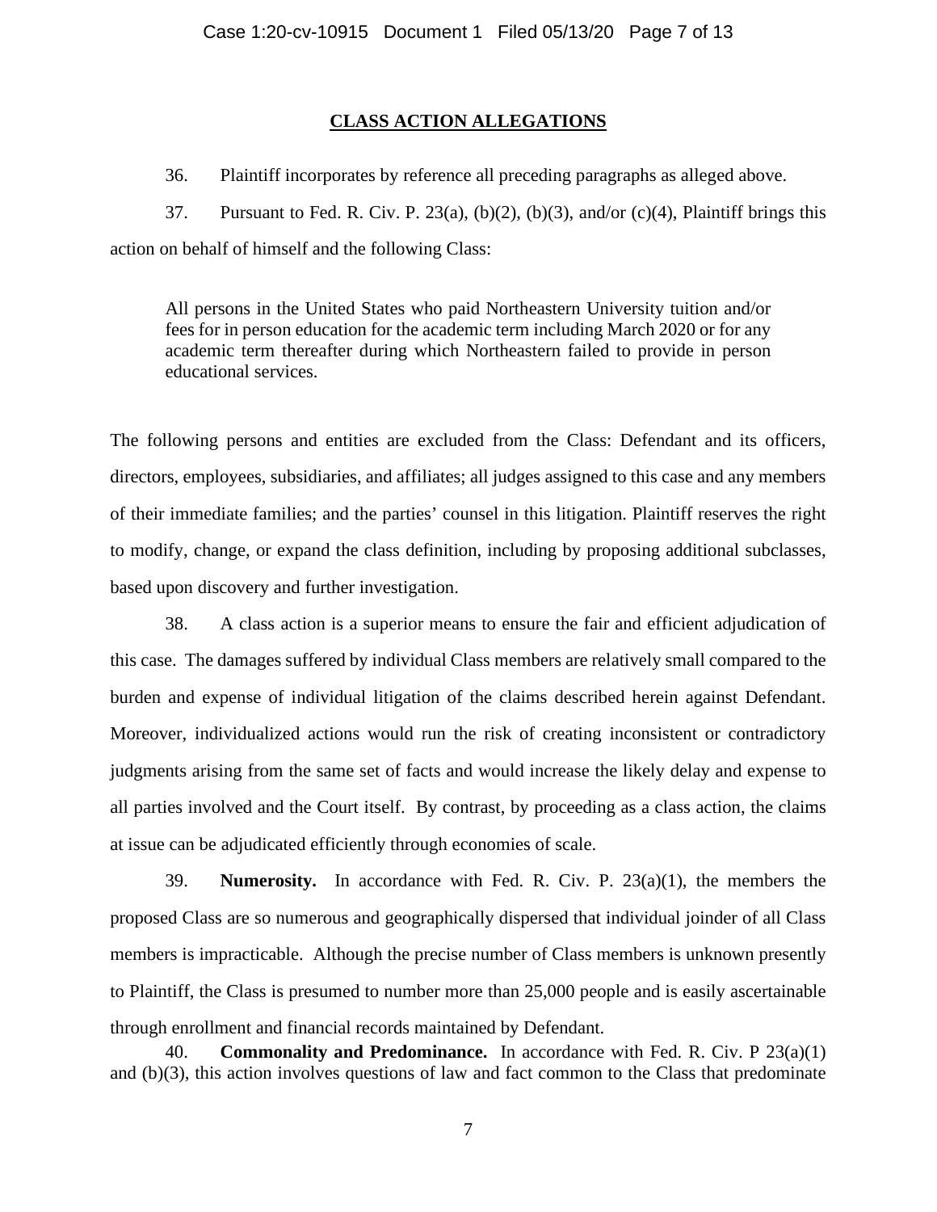## CLASS ACTION ALLEGATIONS

36. Plaintiff incorporates by reference all preceding paragraphs as alleged above.

37. Pursuant to Fed. R. Civ. P. 23(a), (b)(2), (b)(3), and/or (c)(4), Plaintiff brings this action on behalf of himself and the following Class:

> All persons in the United States who paid Northeastern University tuition and/or fees for in person education for the academic term including March 2020 or for any academic term thereafter during which Northeastern failed to provide in person educational services.

The following persons and entities are excluded from the Class: Defendant and its officers, directors, employees, subsidiaries, and affiliates; all judges assigned to this case and any members of their immediate families; and the parties' counsel in this litigation. Plaintiff reserves the right to modify, change, or expand the class definition, including by proposing additional subclasses, based upon discovery and further investigation.

38. A class action is a superior means to ensure the fair and efficient adjudication of this case. The damages suffered by individual Class members are relatively small compared to the burden and expense of individual litigation of the claims described herein against Defendant. Moreover, individualized actions would run the risk of creating inconsistent or contradictory judgments arising from the same set of facts and would increase the likely delay and expense to all parties involved and the Court itself. By contrast, by proceeding as a class action, the claims at issue can be adjudicated efficiently through economies of scale.

39. **Numerosity.** In accordance with Fed. R. Civ. P. 23(a)(1), the members the proposed Class are so numerous and geographically dispersed that individual joinder of all Class members is impracticable. Although the precise number of Class members is unknown presently to Plaintiff, the Class is presumed to number more than 25,000 people and is easily ascertainable through enrollment and financial records maintained by Defendant.

40. **Commonality and Predominance.** In accordance with Fed. R. Civ. P 23(a)(1) and (b)(3), this action involves questions of law and fact common to the Class that predominate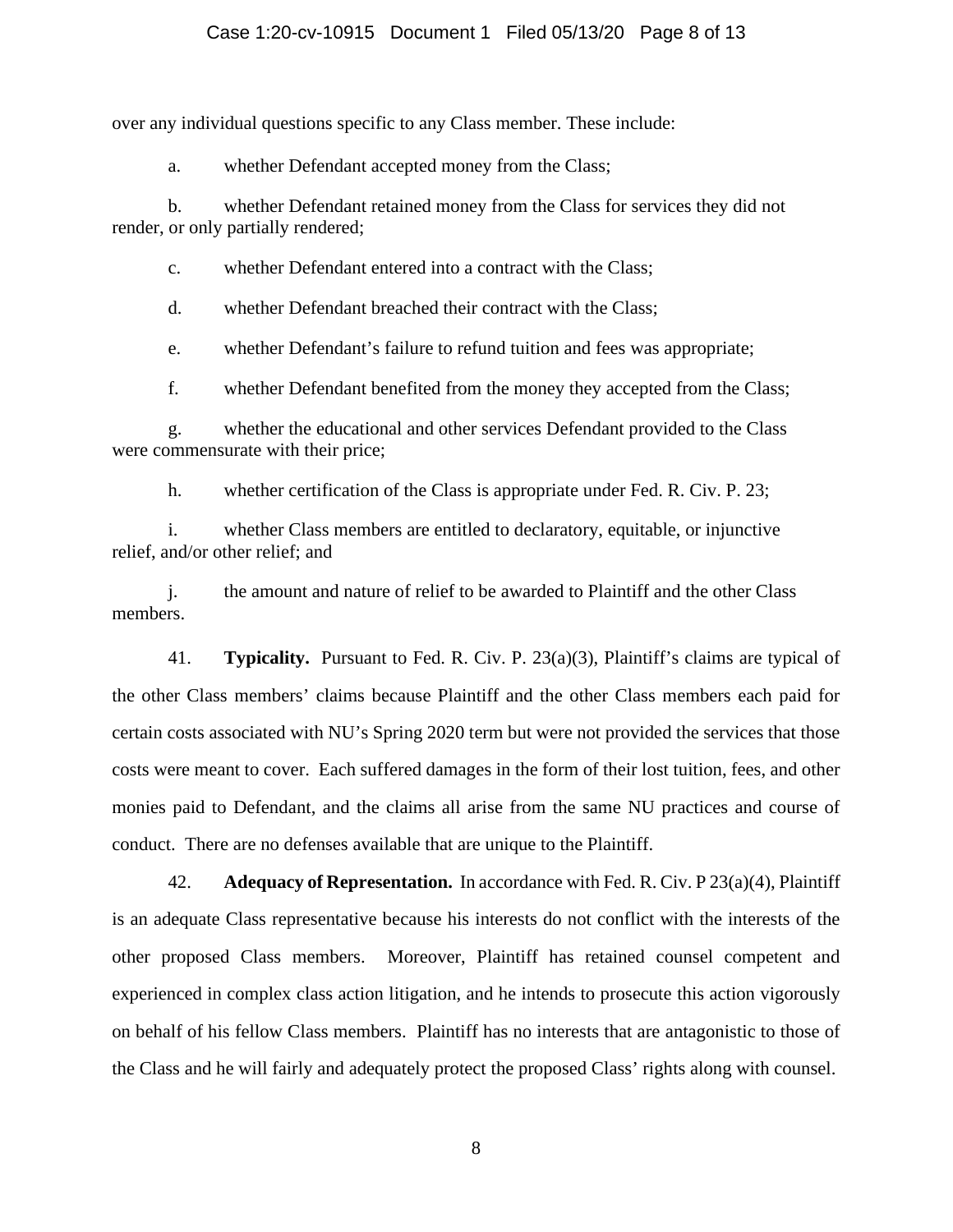over any individual questions specific to any Class member. These include:

a. whether Defendant accepted money from the Class;

b. whether Defendant retained money from the Class for services they did not render, or only partially rendered;

c. whether Defendant entered into a contract with the Class;

d. whether Defendant breached their contract with the Class;

e. whether Defendant's failure to refund tuition and fees was appropriate;

f. whether Defendant benefited from the money they accepted from the Class;

g. whether the educational and other services Defendant provided to the Class were commensurate with their price;

h. whether certification of the Class is appropriate under Fed. R. Civ. P. 23;

i. whether Class members are entitled to declaratory, equitable, or injunctive relief, and/or other relief; and

j. the amount and nature of relief to be awarded to Plaintiff and the other Class members.

41. **Typicality.** Pursuant to Fed. R. Civ. P. 23(a)(3), Plaintiff's claims are typical of the other Class members' claims because Plaintiff and the other Class members each paid for certain costs associated with NU's Spring 2020 term but were not provided the services that those costs were meant to cover. Each suffered damages in the form of their lost tuition, fees, and other monies paid to Defendant, and the claims all arise from the same NU practices and course of conduct. There are no defenses available that are unique to the Plaintiff.

42. **Adequacy of Representation.** In accordance with Fed. R. Civ. P 23(a)(4), Plaintiff is an adequate Class representative because his interests do not conflict with the interests of the other proposed Class members. Moreover, Plaintiff has retained counsel competent and experienced in complex class action litigation, and he intends to prosecute this action vigorously on behalf of his fellow Class members. Plaintiff has no interests that are antagonistic to those of the Class and he will fairly and adequately protect the proposed Class' rights along with counsel.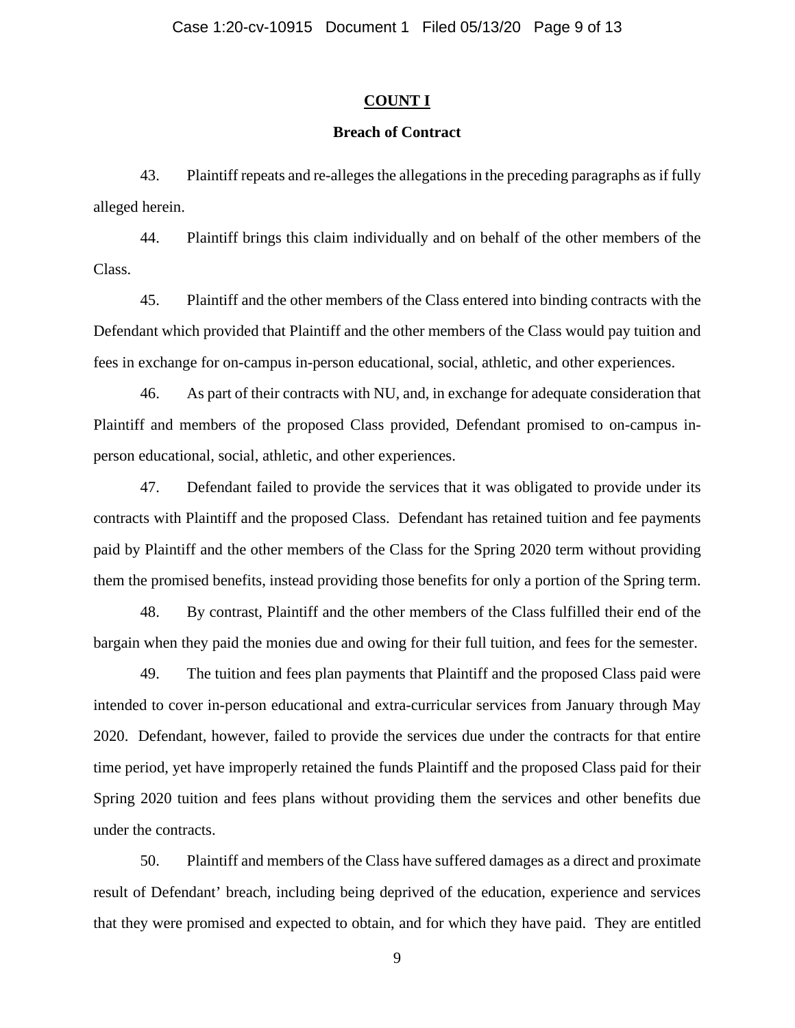## COUNT I

### Breach of Contract

43. Plaintiff repeats and re-alleges the allegations in the preceding paragraphs as if fully alleged herein.

44. Plaintiff brings this claim individually and on behalf of the other members of the Class.

45. Plaintiff and the other members of the Class entered into binding contracts with the Defendant which provided that Plaintiff and the other members of the Class would pay tuition and fees in exchange for on-campus in-person educational, social, athletic, and other experiences.

46. As part of their contracts with NU, and, in exchange for adequate consideration that Plaintiff and members of the proposed Class provided, Defendant promised to on-campus in-person educational, social, athletic, and other experiences.

47. Defendant failed to provide the services that it was obligated to provide under its contracts with Plaintiff and the proposed Class. Defendant has retained tuition and fee payments paid by Plaintiff and the other members of the Class for the Spring 2020 term without providing them the promised benefits, instead providing those benefits for only a portion of the Spring term.

48. By contrast, Plaintiff and the other members of the Class fulfilled their end of the bargain when they paid the monies due and owing for their full tuition, and fees for the semester.

49. The tuition and fees plan payments that Plaintiff and the proposed Class paid were intended to cover in-person educational and extra-curricular services from January through May 2020. Defendant, however, failed to provide the services due under the contracts for that entire time period, yet have improperly retained the funds Plaintiff and the proposed Class paid for their Spring 2020 tuition and fees plans without providing them the services and other benefits due under the contracts.

50. Plaintiff and members of the Class have suffered damages as a direct and proximate result of Defendant' breach, including being deprived of the education, experience and services that they were promised and expected to obtain, and for which they have paid. They are entitled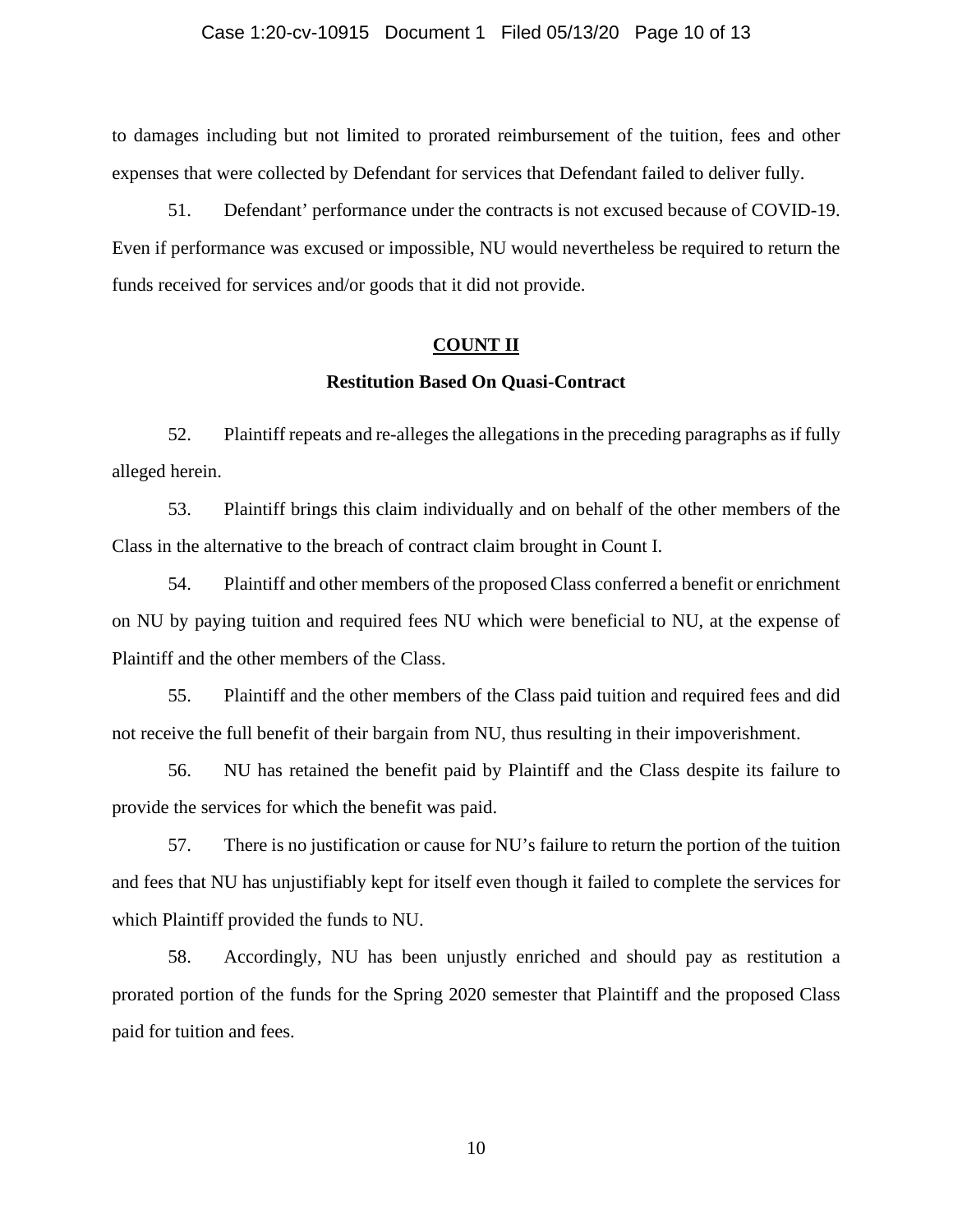to damages including but not limited to prorated reimbursement of the tuition, fees and other expenses that were collected by Defendant for services that Defendant failed to deliver fully.

51. Defendant' performance under the contracts is not excused because of COVID-19. Even if performance was excused or impossible, NU would nevertheless be required to return the funds received for services and/or goods that it did not provide.

## COUNT II

### Restitution Based On Quasi-Contract

52. Plaintiff repeats and re-alleges the allegations in the preceding paragraphs as if fully alleged herein.

53. Plaintiff brings this claim individually and on behalf of the other members of the Class in the alternative to the breach of contract claim brought in Count I.

54. Plaintiff and other members of the proposed Class conferred a benefit or enrichment on NU by paying tuition and required fees NU which were beneficial to NU, at the expense of Plaintiff and the other members of the Class.

55. Plaintiff and the other members of the Class paid tuition and required fees and did not receive the full benefit of their bargain from NU, thus resulting in their impoverishment.

56. NU has retained the benefit paid by Plaintiff and the Class despite its failure to provide the services for which the benefit was paid.

57. There is no justification or cause for NU's failure to return the portion of the tuition and fees that NU has unjustifiably kept for itself even though it failed to complete the services for which Plaintiff provided the funds to NU.

58. Accordingly, NU has been unjustly enriched and should pay as restitution a prorated portion of the funds for the Spring 2020 semester that Plaintiff and the proposed Class paid for tuition and fees.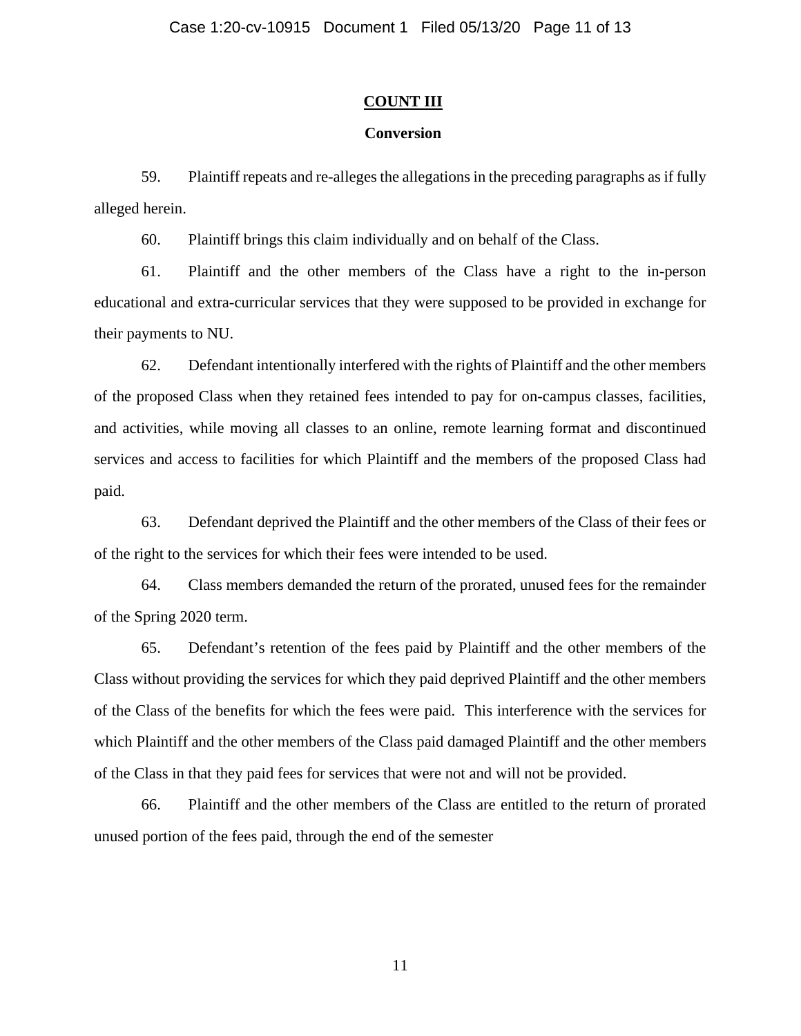**COUNT III**

**Conversion**

59. Plaintiff repeats and re-alleges the allegations in the preceding paragraphs as if fully alleged herein.

60. Plaintiff brings this claim individually and on behalf of the Class.

61. Plaintiff and the other members of the Class have a right to the in-person educational and extra-curricular services that they were supposed to be provided in exchange for their payments to NU.

62. Defendant intentionally interfered with the rights of Plaintiff and the other members of the proposed Class when they retained fees intended to pay for on-campus classes, facilities, and activities, while moving all classes to an online, remote learning format and discontinued services and access to facilities for which Plaintiff and the members of the proposed Class had paid.

63. Defendant deprived the Plaintiff and the other members of the Class of their fees or of the right to the services for which their fees were intended to be used.

64. Class members demanded the return of the prorated, unused fees for the remainder of the Spring 2020 term.

65. Defendant's retention of the fees paid by Plaintiff and the other members of the Class without providing the services for which they paid deprived Plaintiff and the other members of the Class of the benefits for which the fees were paid. This interference with the services for which Plaintiff and the other members of the Class paid damaged Plaintiff and the other members of the Class in that they paid fees for services that were not and will not be provided.

66. Plaintiff and the other members of the Class are entitled to the return of prorated unused portion of the fees paid, through the end of the semester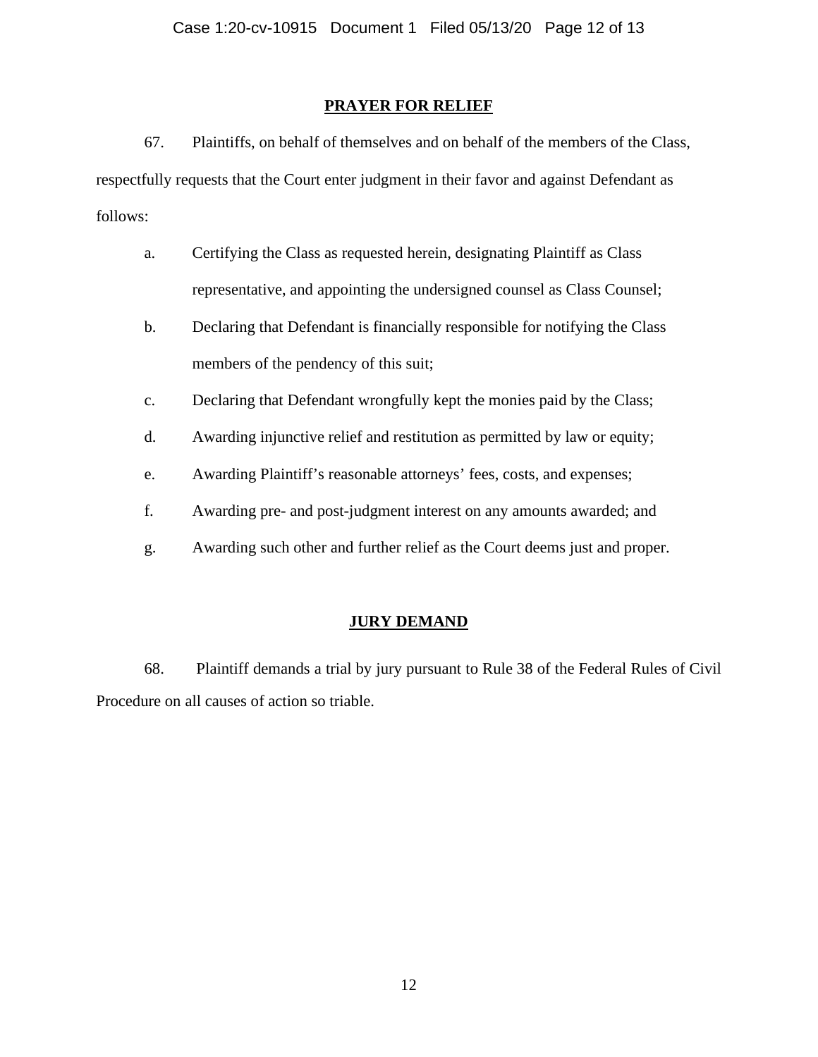## PRAYER FOR RELIEF

67. Plaintiffs, on behalf of themselves and on behalf of the members of the Class, respectfully requests that the Court enter judgment in their favor and against Defendant as follows:

a. Certifying the Class as requested herein, designating Plaintiff as Class representative, and appointing the undersigned counsel as Class Counsel;

b. Declaring that Defendant is financially responsible for notifying the Class members of the pendency of this suit;

c. Declaring that Defendant wrongfully kept the monies paid by the Class;

d. Awarding injunctive relief and restitution as permitted by law or equity;

e. Awarding Plaintiff's reasonable attorneys' fees, costs, and expenses;

f. Awarding pre- and post-judgment interest on any amounts awarded; and

g. Awarding such other and further relief as the Court deems just and proper.

## JURY DEMAND

68. Plaintiff demands a trial by jury pursuant to Rule 38 of the Federal Rules of Civil Procedure on all causes of action so triable.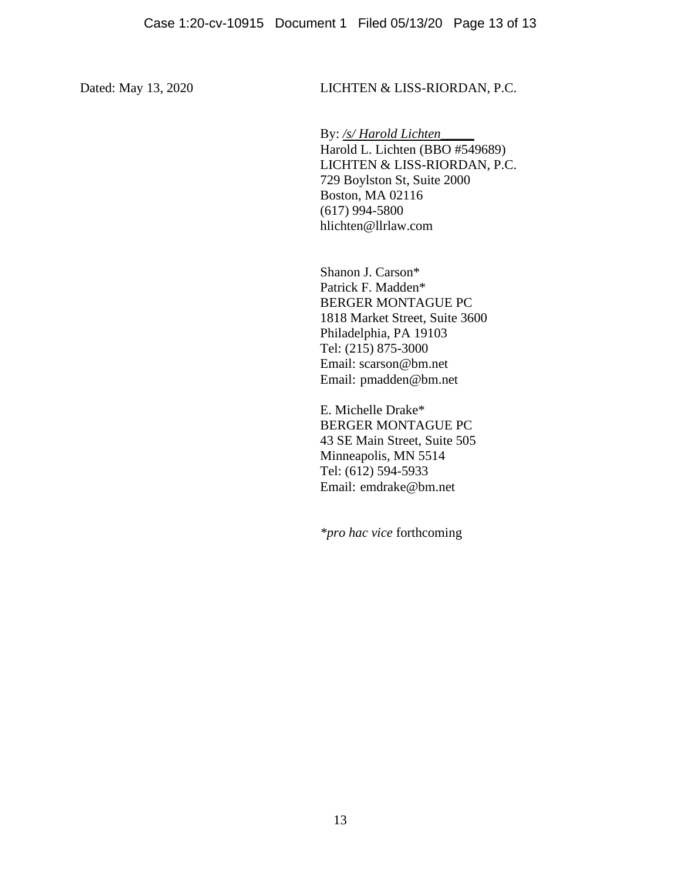Dated: May 13, 2020

LICHTEN & LISS-RIORDAN, P.C.

By: */s/ Harold Lichten*_____  
Harold L. Lichten (BBO #549689)  
LICHTEN & LISS-RIORDAN, P.C.  
729 Boylston St, Suite 2000  
Boston, MA 02116  
(617) 994-5800  
hlichten@llrlaw.com

Shanon J. Carson*  
Patrick F. Madden*  
BERGER MONTAGUE PC  
1818 Market Street, Suite 3600  
Philadelphia, PA 19103  
Tel: (215) 875-3000  
Email: scarson@bm.net  
Email: pmadden@bm.net

E. Michelle Drake*  
BERGER MONTAGUE PC  
43 SE Main Street, Suite 505  
Minneapolis, MN 5514  
Tel: (612) 594-5933  
Email: emdrake@bm.net

*\*pro hac vice* forthcoming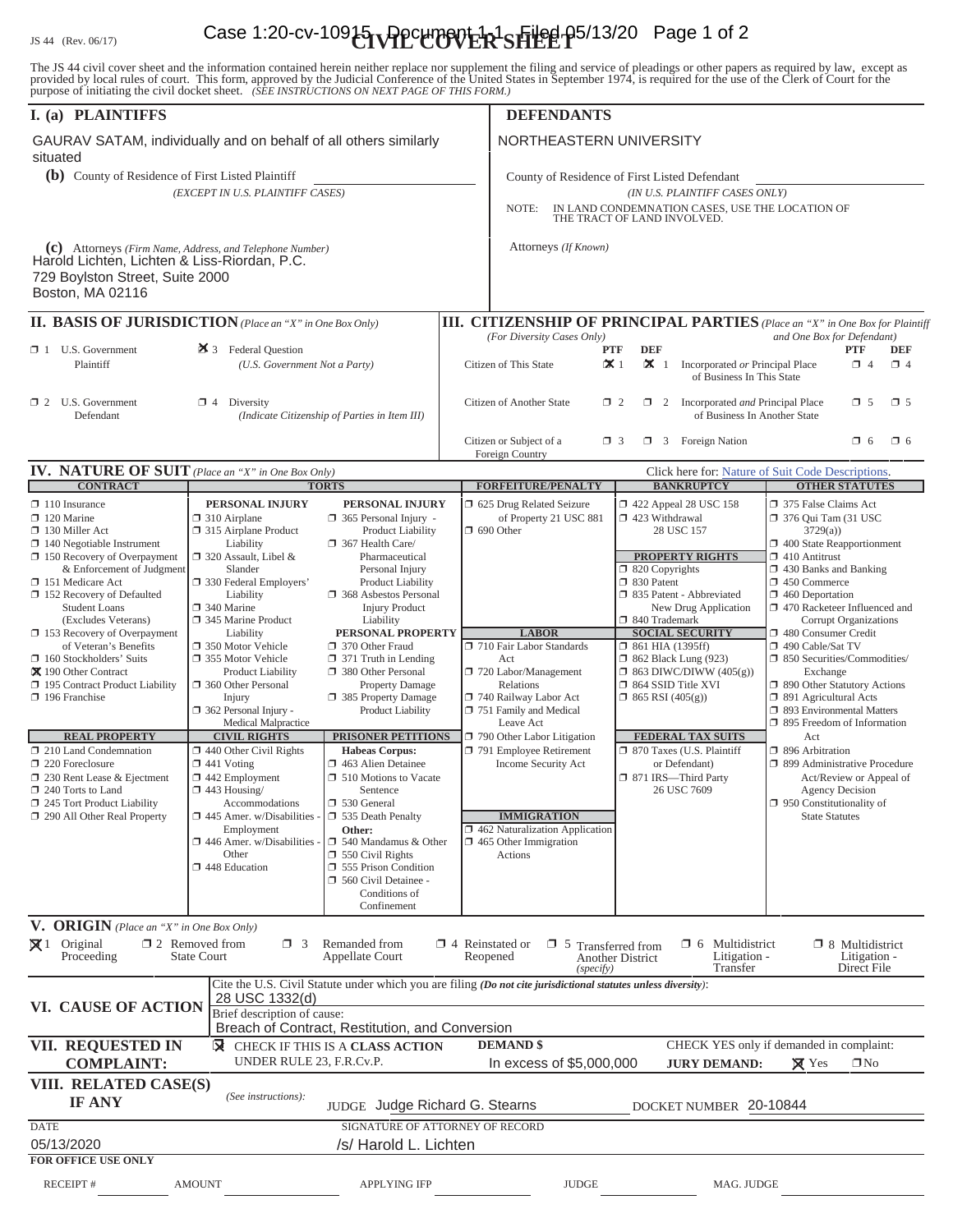JS 44 (Rev. 06/17)

# CIVIL COVER SHEET

The JS 44 civil cover sheet and the information contained herein neither replace nor supplement the filing and service of pleadings or other papers as required by law, except as provided by local rules of court. This form, approved by the Judicial Conference of the United States in September 1974, is required for the use of the Clerk of Court for the purpose of initiating the civil docket sheet. *(SEE INSTRUCTIONS ON NEXT PAGE OF THIS FORM.)*

## I. (a) PLAINTIFFS

GAURAV SATAM, individually and on behalf of all others similarly situated

**(b)** County of Residence of First Listed Plaintiff
*(EXCEPT IN U.S. PLAINTIFF CASES)*

**(c)** Attorneys *(Firm Name, Address, and Telephone Number)*
Harold Lichten, Lichten & Liss-Riordan, P.C.
729 Boylston Street, Suite 2000
Boston, MA 02116

## DEFENDANTS

NORTHEASTERN UNIVERSITY

County of Residence of First Listed Defendant
*(IN U.S. PLAINTIFF CASES ONLY)*
NOTE: IN LAND CONDEMNATION CASES, USE THE LOCATION OF THE TRACT OF LAND INVOLVED.

Attorneys *(If Known)*

## II. BASIS OF JURISDICTION *(Place an "X" in One Box Only)*

- ☐ 1 U.S. Government Plaintiff
- ☒ 3 Federal Question *(U.S. Government Not a Party)*
- ☐ 2 U.S. Government Defendant
- ☐ 4 Diversity *(Indicate Citizenship of Parties in Item III)*

## III. CITIZENSHIP OF PRINCIPAL PARTIES *(Place an "X" in One Box for Plaintiff and One Box for Defendant)* *(For Diversity Cases Only)*

| | PTF | DEF | | PTF | DEF |
|---|---|---|---|---|---|
| Citizen of This State | ☒ 1 | ☒ 1 | Incorporated *or* Principal Place of Business In This State | ☐ 4 | ☐ 4 |
| Citizen of Another State | ☐ 2 | ☐ 2 | Incorporated *and* Principal Place of Business In Another State | ☐ 5 | ☐ 5 |
| Citizen or Subject of a Foreign Country | ☐ 3 | ☐ 3 | Foreign Nation | ☐ 6 | ☐ 6 |

## IV. NATURE OF SUIT *(Place an "X" in One Box Only)*

Click here for: Nature of Suit Code Descriptions.

**CONTRACT**
- ☐ 110 Insurance
- ☐ 120 Marine
- ☐ 130 Miller Act
- ☐ 140 Negotiable Instrument
- ☐ 150 Recovery of Overpayment & Enforcement of Judgment
- ☐ 151 Medicare Act
- ☐ 152 Recovery of Defaulted Student Loans (Excludes Veterans)
- ☐ 153 Recovery of Overpayment of Veteran's Benefits
- ☐ 160 Stockholders' Suits
- ☒ 190 Other Contract
- ☐ 195 Contract Product Liability
- ☐ 196 Franchise

**REAL PROPERTY**
- ☐ 210 Land Condemnation
- ☐ 220 Foreclosure
- ☐ 230 Rent Lease & Ejectment
- ☐ 240 Torts to Land
- ☐ 245 Tort Product Liability
- ☐ 290 All Other Real Property

**TORTS**

PERSONAL INJURY
- ☐ 310 Airplane
- ☐ 315 Airplane Product Liability
- ☐ 320 Assault, Libel & Slander
- ☐ 330 Federal Employers' Liability
- ☐ 340 Marine
- ☐ 345 Marine Product Liability
- ☐ 350 Motor Vehicle
- ☐ 355 Motor Vehicle Product Liability
- ☐ 360 Other Personal Injury
- ☐ 362 Personal Injury - Medical Malpractice

PERSONAL INJURY
- ☐ 365 Personal Injury - Product Liability
- ☐ 367 Health Care/ Pharmaceutical Personal Injury Product Liability
- ☐ 368 Asbestos Personal Injury Product Liability

PERSONAL PROPERTY
- ☐ 370 Other Fraud
- ☐ 371 Truth in Lending
- ☐ 380 Other Personal Property Damage
- ☐ 385 Property Damage Product Liability

**CIVIL RIGHTS**
- ☐ 440 Other Civil Rights
- ☐ 441 Voting
- ☐ 442 Employment
- ☐ 443 Housing/ Accommodations
- ☐ 445 Amer. w/Disabilities - Employment
- ☐ 446 Amer. w/Disabilities - Other
- ☐ 448 Education

**PRISONER PETITIONS**

Habeas Corpus:
- ☐ 463 Alien Detainee
- ☐ 510 Motions to Vacate Sentence
- ☐ 530 General
- ☐ 535 Death Penalty

Other:
- ☐ 540 Mandamus & Other
- ☐ 550 Civil Rights
- ☐ 555 Prison Condition
- ☐ 560 Civil Detainee - Conditions of Confinement

**FORFEITURE/PENALTY**
- ☐ 625 Drug Related Seizure of Property 21 USC 881
- ☐ 690 Other

**LABOR**
- ☐ 710 Fair Labor Standards Act
- ☐ 720 Labor/Management Relations
- ☐ 740 Railway Labor Act
- ☐ 751 Family and Medical Leave Act
- ☐ 790 Other Labor Litigation
- ☐ 791 Employee Retirement Income Security Act

**IMMIGRATION**
- ☐ 462 Naturalization Application
- ☐ 465 Other Immigration Actions

**BANKRUPTCY**
- ☐ 422 Appeal 28 USC 158
- ☐ 423 Withdrawal 28 USC 157

**PROPERTY RIGHTS**
- ☐ 820 Copyrights
- ☐ 830 Patent
- ☐ 835 Patent - Abbreviated New Drug Application
- ☐ 840 Trademark

**SOCIAL SECURITY**
- ☐ 861 HIA (1395ff)
- ☐ 862 Black Lung (923)
- ☐ 863 DIWC/DIWW (405(g))
- ☐ 864 SSID Title XVI
- ☐ 865 RSI (405(g))

**FEDERAL TAX SUITS**
- ☐ 870 Taxes (U.S. Plaintiff or Defendant)
- ☐ 871 IRS—Third Party 26 USC 7609

**OTHER STATUTES**
- ☐ 375 False Claims Act
- ☐ 376 Qui Tam (31 USC 3729(a))
- ☐ 400 State Reapportionment
- ☐ 410 Antitrust
- ☐ 430 Banks and Banking
- ☐ 450 Commerce
- ☐ 460 Deportation
- ☐ 470 Racketeer Influenced and Corrupt Organizations
- ☐ 480 Consumer Credit
- ☐ 490 Cable/Sat TV
- ☐ 850 Securities/Commodities/ Exchange
- ☐ 890 Other Statutory Actions
- ☐ 891 Agricultural Acts
- ☐ 893 Environmental Matters
- ☐ 895 Freedom of Information Act
- ☐ 896 Arbitration
- ☐ 899 Administrative Procedure Act/Review or Appeal of Agency Decision
- ☐ 950 Constitutionality of State Statutes

## V. ORIGIN *(Place an "X" in One Box Only)*

- ☒ 1 Original Proceeding
- ☐ 2 Removed from State Court
- ☐ 3 Remanded from Appellate Court
- ☐ 4 Reinstated or Reopened
- ☐ 5 Transferred from Another District *(specify)*
- ☐ 6 Multidistrict Litigation - Transfer
- ☐ 8 Multidistrict Litigation - Direct File

## VI. CAUSE OF ACTION

Cite the U.S. Civil Statute under which you are filing *(Do not cite jurisdictional statutes unless diversity)*:
28 USC 1332(d)

Brief description of cause:
Breach of Contract, Restitution, and Conversion

## VII. REQUESTED IN COMPLAINT:

☒ CHECK IF THIS IS A **CLASS ACTION** UNDER RULE 23, F.R.Cv.P.

**DEMAND $** In excess of $5,000,000

CHECK YES only if demanded in complaint:
**JURY DEMAND:** ☒ Yes ☐ No

## VIII. RELATED CASE(S) IF ANY

*(See instructions):*
JUDGE Judge Richard G. Stearns DOCKET NUMBER 20-10844

DATE
05/13/2020

SIGNATURE OF ATTORNEY OF RECORD
/s/ Harold L. Lichten

**FOR OFFICE USE ONLY**

RECEIPT # AMOUNT APPLYING IFP JUDGE MAG. JUDGE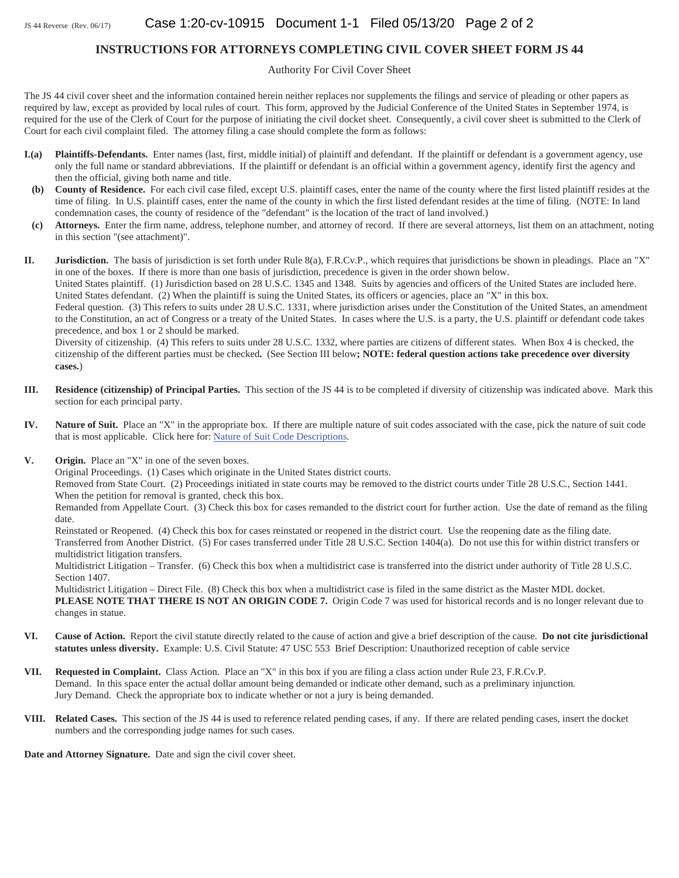# INSTRUCTIONS FOR ATTORNEYS COMPLETING CIVIL COVER SHEET FORM JS 44

Authority For Civil Cover Sheet

The JS 44 civil cover sheet and the information contained herein neither replaces nor supplements the filings and service of pleading or other papers as required by law, except as provided by local rules of court. This form, approved by the Judicial Conference of the United States in September 1974, is required for the use of the Clerk of Court for the purpose of initiating the civil docket sheet. Consequently, a civil cover sheet is submitted to the Clerk of Court for each civil complaint filed. The attorney filing a case should complete the form as follows:

**I.(a) Plaintiffs-Defendants.** Enter names (last, first, middle initial) of plaintiff and defendant. If the plaintiff or defendant is a government agency, use only the full name or standard abbreviations. If the plaintiff or defendant is an official within a government agency, identify first the agency and then the official, giving both name and title.

**(b) County of Residence.** For each civil case filed, except U.S. plaintiff cases, enter the name of the county where the first listed plaintiff resides at the time of filing. In U.S. plaintiff cases, enter the name of the county in which the first listed defendant resides at the time of filing. (NOTE: In land condemnation cases, the county of residence of the "defendant" is the location of the tract of land involved.)

**(c) Attorneys.** Enter the firm name, address, telephone number, and attorney of record. If there are several attorneys, list them on an attachment, noting in this section "(see attachment)".

**II. Jurisdiction.** The basis of jurisdiction is set forth under Rule 8(a), F.R.Cv.P., which requires that jurisdictions be shown in pleadings. Place an "X" in one of the boxes. If there is more than one basis of jurisdiction, precedence is given in the order shown below.
United States plaintiff. (1) Jurisdiction based on 28 U.S.C. 1345 and 1348. Suits by agencies and officers of the United States are included here.
United States defendant. (2) When the plaintiff is suing the United States, its officers or agencies, place an "X" in this box.
Federal question. (3) This refers to suits under 28 U.S.C. 1331, where jurisdiction arises under the Constitution of the United States, an amendment to the Constitution, an act of Congress or a treaty of the United States. In cases where the U.S. is a party, the U.S. plaintiff or defendant code takes precedence, and box 1 or 2 should be marked.
Diversity of citizenship. (4) This refers to suits under 28 U.S.C. 1332, where parties are citizens of different states. When Box 4 is checked, the citizenship of the different parties must be checked**.** (See Section III below**; NOTE: federal question actions take precedence over diversity cases.**)

**III. Residence (citizenship) of Principal Parties.** This section of the JS 44 is to be completed if diversity of citizenship was indicated above. Mark this section for each principal party.

**IV. Nature of Suit.** Place an "X" in the appropriate box. If there are multiple nature of suit codes associated with the case, pick the nature of suit code that is most applicable. Click here for: Nature of Suit Code Descriptions.

**V. Origin.** Place an "X" in one of the seven boxes.
Original Proceedings. (1) Cases which originate in the United States district courts.
Removed from State Court. (2) Proceedings initiated in state courts may be removed to the district courts under Title 28 U.S.C., Section 1441. When the petition for removal is granted, check this box.
Remanded from Appellate Court. (3) Check this box for cases remanded to the district court for further action. Use the date of remand as the filing date.
Reinstated or Reopened. (4) Check this box for cases reinstated or reopened in the district court. Use the reopening date as the filing date.
Transferred from Another District. (5) For cases transferred under Title 28 U.S.C. Section 1404(a). Do not use this for within district transfers or multidistrict litigation transfers.
Multidistrict Litigation – Transfer. (6) Check this box when a multidistrict case is transferred into the district under authority of Title 28 U.S.C. Section 1407.
Multidistrict Litigation – Direct File. (8) Check this box when a multidistrict case is filed in the same district as the Master MDL docket.
**PLEASE NOTE THAT THERE IS NOT AN ORIGIN CODE 7.** Origin Code 7 was used for historical records and is no longer relevant due to changes in statue.

**VI. Cause of Action.** Report the civil statute directly related to the cause of action and give a brief description of the cause. **Do not cite jurisdictional statutes unless diversity.** Example: U.S. Civil Statute: 47 USC 553 Brief Description: Unauthorized reception of cable service

**VII. Requested in Complaint.** Class Action. Place an "X" in this box if you are filing a class action under Rule 23, F.R.Cv.P.
Demand. In this space enter the actual dollar amount being demanded or indicate other demand, such as a preliminary injunction.
Jury Demand. Check the appropriate box to indicate whether or not a jury is being demanded.

**VIII. Related Cases.** This section of the JS 44 is used to reference related pending cases, if any. If there are related pending cases, insert the docket numbers and the corresponding judge names for such cases.

**Date and Attorney Signature.** Date and sign the civil cover sheet.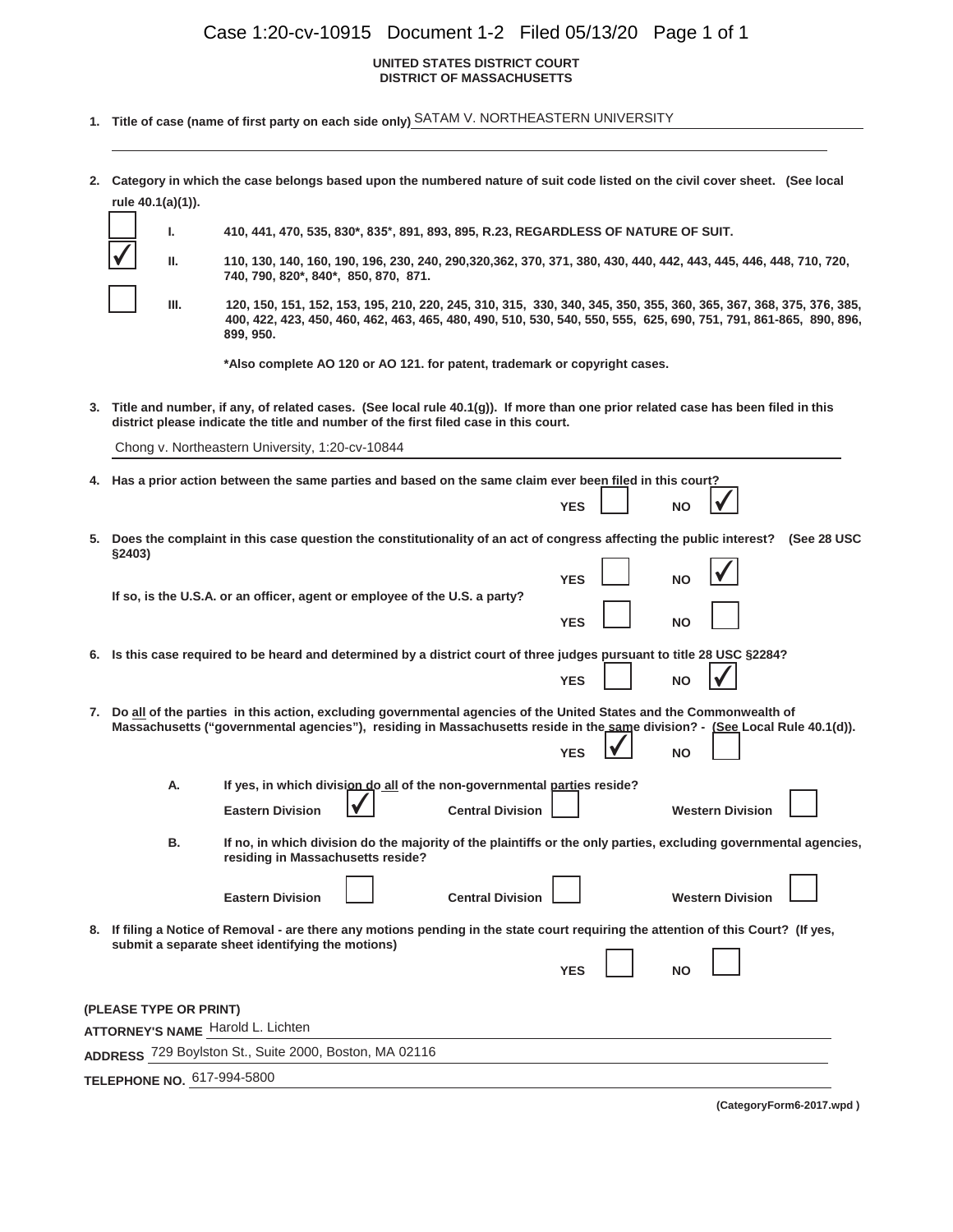**UNITED STATES DISTRICT COURT**
**DISTRICT OF MASSACHUSETTS**

1. **Title of case (name of first party on each side only)** SATAM V. NORTHEASTERN UNIVERSITY

2. **Category in which the case belongs based upon the numbered nature of suit code listed on the civil cover sheet. (See local rule 40.1(a)(1)).**

   - [ ] **I.** **410, 441, 470, 535, 830*, 835*, 891, 893, 895, R.23, REGARDLESS OF NATURE OF SUIT.**
   - [x] **II.** **110, 130, 140, 160, 190, 196, 230, 240, 290,320,362, 370, 371, 380, 430, 440, 442, 443, 445, 446, 448, 710, 720, 740, 790, 820*, 840*, 850, 870, 871.**
   - [ ] **III.** **120, 150, 151, 152, 153, 195, 210, 220, 245, 310, 315, 330, 340, 345, 350, 355, 360, 365, 367, 368, 375, 376, 385, 400, 422, 423, 450, 460, 462, 463, 465, 480, 490, 510, 530, 540, 550, 555, 625, 690, 751, 791, 861-865, 890, 896, 899, 950.**

   ***Also complete AO 120 or AO 121. for patent, trademark or copyright cases.**

3. **Title and number, if any, of related cases. (See local rule 40.1(g)). If more than one prior related case has been filed in this district please indicate the title and number of the first filed case in this court.**

   Chong v. Northeastern University, 1:20-cv-10844

4. **Has a prior action between the same parties and based on the same claim ever been filed in this court?**

   YES [ ] NO [x]

5. **Does the complaint in this case question the constitutionality of an act of congress affecting the public interest? (See 28 USC §2403)**

   YES [ ] NO [x]

   **If so, is the U.S.A. or an officer, agent or employee of the U.S. a party?**

   YES [ ] NO [ ]

6. **Is this case required to be heard and determined by a district court of three judges pursuant to title 28 USC §2284?**

   YES [ ] NO [x]

7. **Do all of the parties in this action, excluding governmental agencies of the United States and the Commonwealth of Massachusetts ("governmental agencies"), residing in Massachusetts reside in the same division? - (See Local Rule 40.1(d)).**

   YES [x] NO [ ]

   A. **If yes, in which division do all of the non-governmental parties reside?**

   Eastern Division [x] Central Division [ ] Western Division [ ]

   B. **If no, in which division do the majority of the plaintiffs or the only parties, excluding governmental agencies, residing in Massachusetts reside?**

   Eastern Division [ ] Central Division [ ] Western Division [ ]

8. **If filing a Notice of Removal - are there any motions pending in the state court requiring the attention of this Court? (If yes, submit a separate sheet identifying the motions)**

   YES [ ] NO [ ]

**(PLEASE TYPE OR PRINT)**

**ATTORNEY'S NAME** Harold L. Lichten

**ADDRESS** 729 Boylston St., Suite 2000, Boston, MA 02116

**TELEPHONE NO.** 617-994-5800

**(CategoryForm6-2017.wpd )**